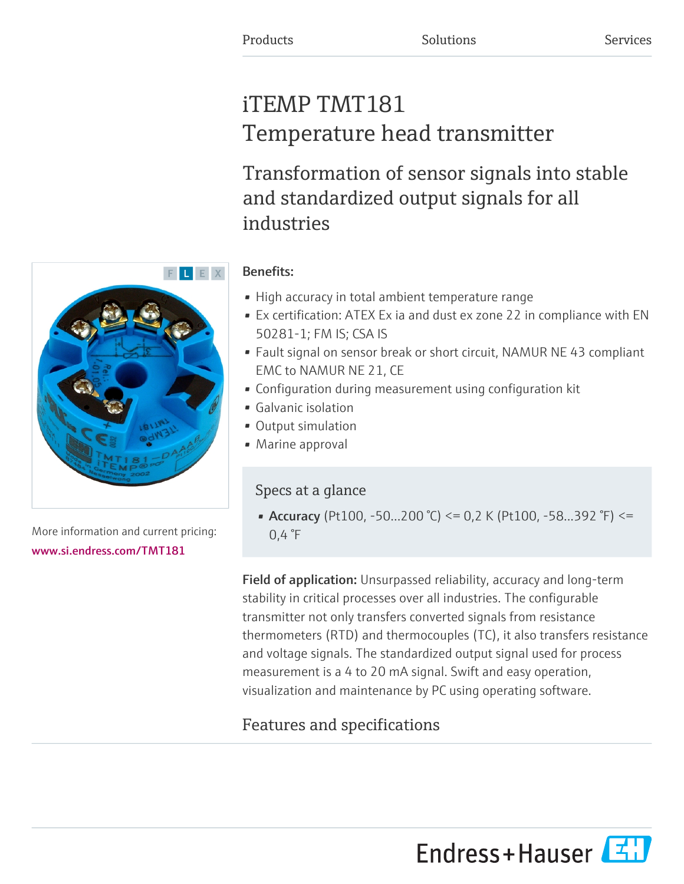Products Solutions Services

# iTEMP TMT181
# Temperature head transmitter

## Transformation of sensor signals into stable and standardized output signals for all industries

More information and current pricing:
www.si.endress.com/TMT181

**Benefits:**

- High accuracy in total ambient temperature range
- Ex certification: ATEX Ex ia and dust ex zone 22 in compliance with EN 50281-1; FM IS; CSA IS
- Fault signal on sensor break or short circuit, NAMUR NE 43 compliant EMC to NAMUR NE 21, CE
- Configuration during measurement using configuration kit
- Galvanic isolation
- Output simulation
- Marine approval

### Specs at a glance

- **Accuracy** (Pt100, -50...200 °C) <= 0,2 K (Pt100, -58...392 °F) <= 0,4 °F

**Field of application:** Unsurpassed reliability, accuracy and long-term stability in critical processes over all industries. The configurable transmitter not only transfers converted signals from resistance thermometers (RTD) and thermocouples (TC), it also transfers resistance and voltage signals. The standardized output signal used for process measurement is a 4 to 20 mA signal. Swift and easy operation, visualization and maintenance by PC using operating software.

## Features and specifications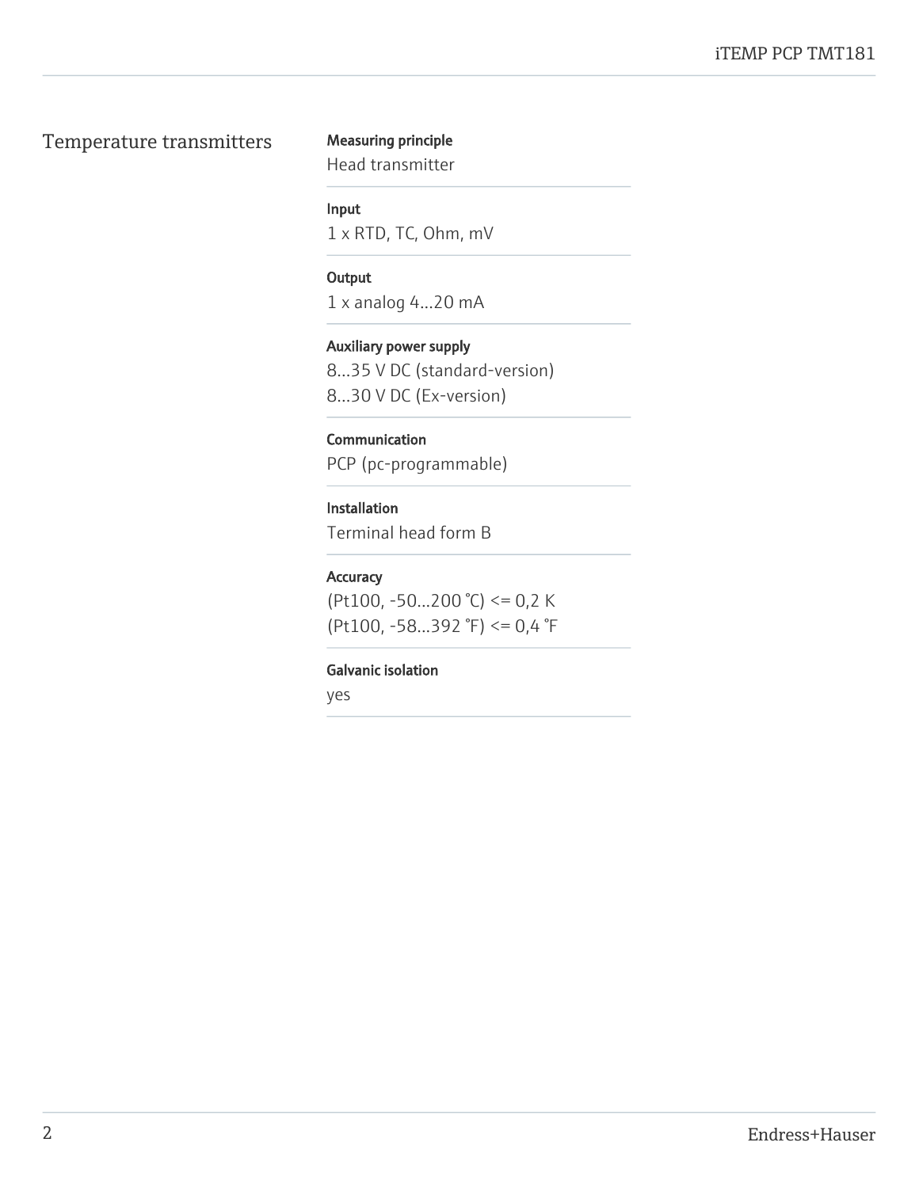# Temperature transmitters

**Measuring principle**

Head transmitter

**Input**

1 x RTD, TC, Ohm, mV

**Output**

1 x analog 4...20 mA

**Auxiliary power supply**

8...35 V DC (standard-version)
8...30 V DC (Ex-version)

**Communication**

PCP (pc-programmable)

**Installation**

Terminal head form B

**Accuracy**

(Pt100, -50...200 °C) <= 0,2 K
(Pt100, -58...392 °F) <= 0,4 °F

**Galvanic isolation**

yes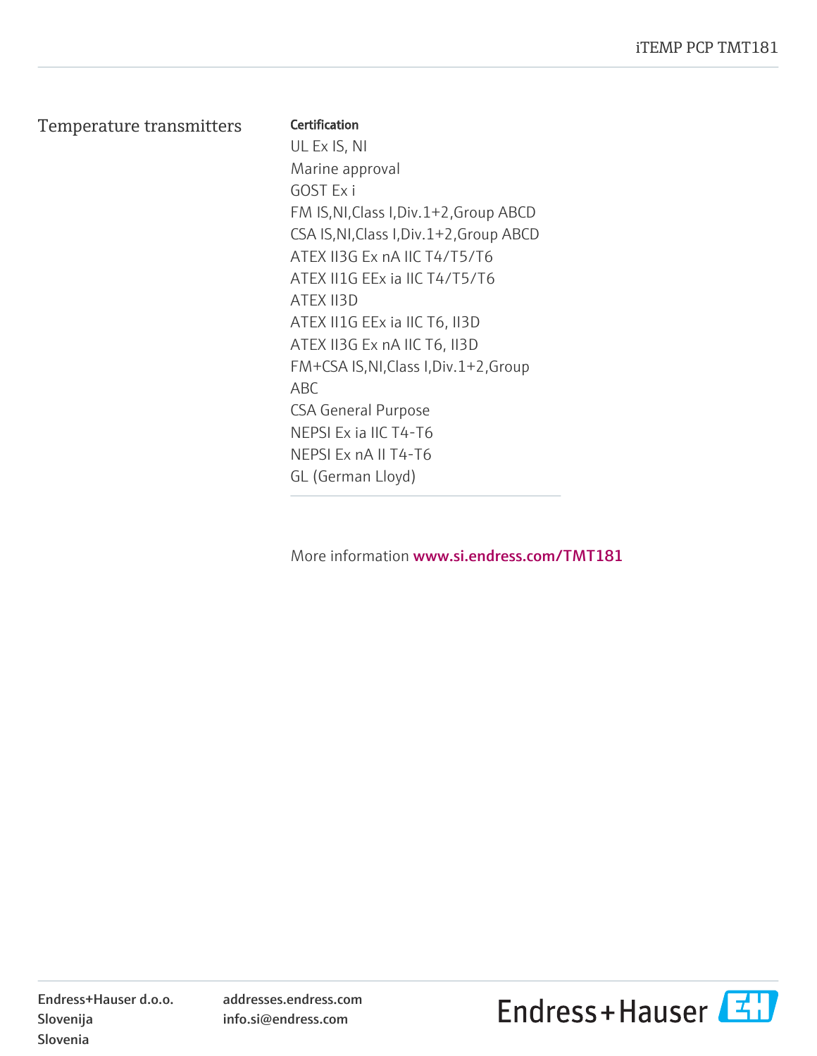## Temperature transmitters

**Certification**

UL Ex IS, NI
Marine approval
GOST Ex i
FM IS,NI,Class I,Div.1+2,Group ABCD
CSA IS,NI,Class I,Div.1+2,Group ABCD
ATEX II3G Ex nA IIC T4/T5/T6
ATEX II1G EEx ia IIC T4/T5/T6
ATEX II3D
ATEX II1G EEx ia IIC T6, II3D
ATEX II3G Ex nA IIC T6, II3D
FM+CSA IS,NI,Class I,Div.1+2,Group ABC
CSA General Purpose
NEPSI Ex ia IIC T4-T6
NEPSI Ex nA II T4-T6
GL (German Lloyd)

More information **www.si.endress.com/TMT181**

Endress+Hauser d.o.o.
Slovenija
Slovenia

addresses.endress.com
info.si@endress.com